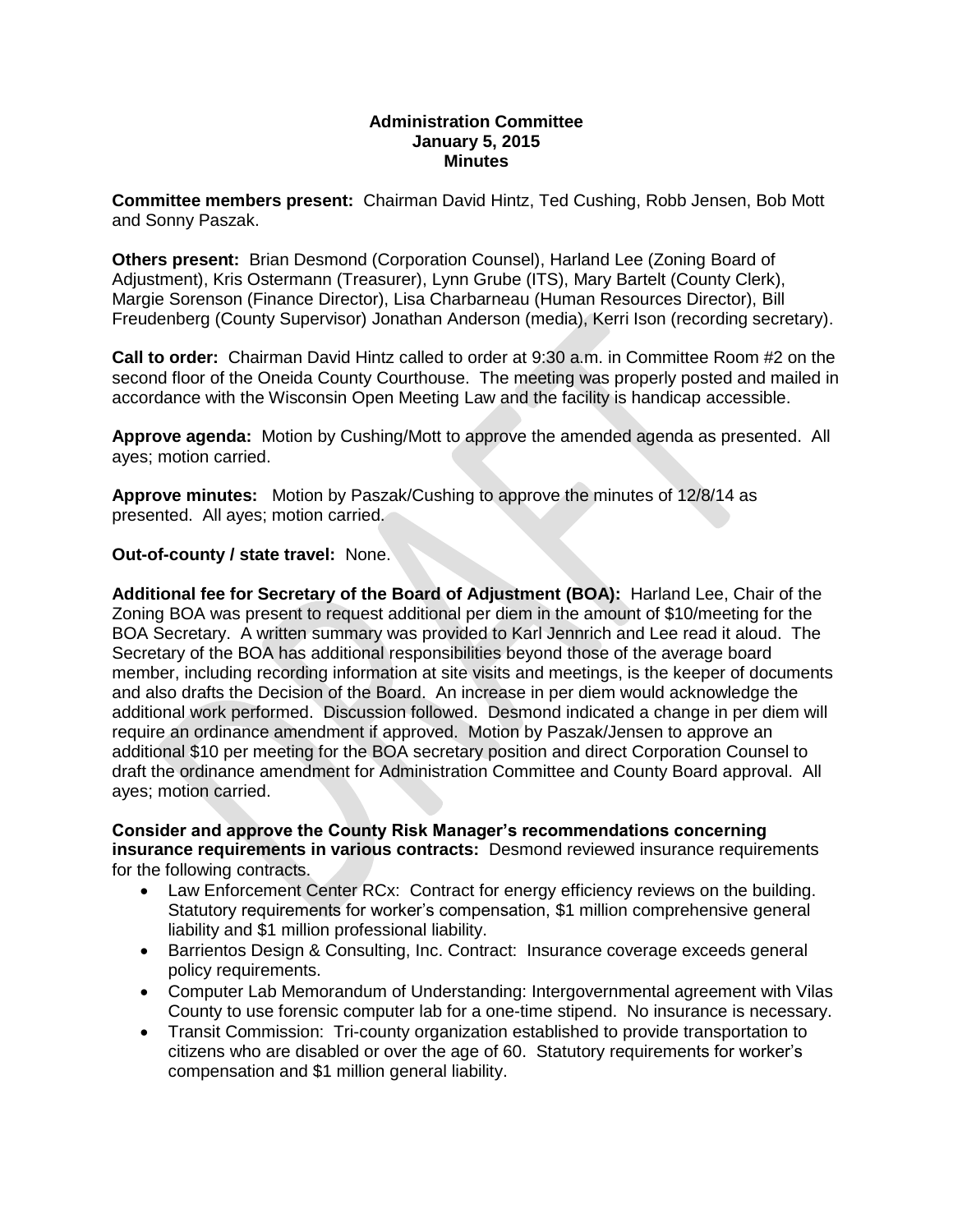**Administration Committee**
**January 5, 2015**
**Minutes**

**Committee members present:** Chairman David Hintz, Ted Cushing, Robb Jensen, Bob Mott and Sonny Paszak.

**Others present:** Brian Desmond (Corporation Counsel), Harland Lee (Zoning Board of Adjustment), Kris Ostermann (Treasurer), Lynn Grube (ITS), Mary Bartelt (County Clerk), Margie Sorenson (Finance Director), Lisa Charbarneau (Human Resources Director), Bill Freudenberg (County Supervisor) Jonathan Anderson (media), Kerri Ison (recording secretary).

**Call to order:** Chairman David Hintz called to order at 9:30 a.m. in Committee Room #2 on the second floor of the Oneida County Courthouse. The meeting was properly posted and mailed in accordance with the Wisconsin Open Meeting Law and the facility is handicap accessible.

**Approve agenda:** Motion by Cushing/Mott to approve the amended agenda as presented. All ayes; motion carried.

**Approve minutes:** Motion by Paszak/Cushing to approve the minutes of 12/8/14 as presented. All ayes; motion carried.

**Out-of-county / state travel:** None.

**Additional fee for Secretary of the Board of Adjustment (BOA):** Harland Lee, Chair of the Zoning BOA was present to request additional per diem in the amount of $10/meeting for the BOA Secretary. A written summary was provided to Karl Jennrich and Lee read it aloud. The Secretary of the BOA has additional responsibilities beyond those of the average board member, including recording information at site visits and meetings, is the keeper of documents and also drafts the Decision of the Board. An increase in per diem would acknowledge the additional work performed. Discussion followed. Desmond indicated a change in per diem will require an ordinance amendment if approved. Motion by Paszak/Jensen to approve an additional $10 per meeting for the BOA secretary position and direct Corporation Counsel to draft the ordinance amendment for Administration Committee and County Board approval. All ayes; motion carried.

**Consider and approve the County Risk Manager's recommendations concerning insurance requirements in various contracts:** Desmond reviewed insurance requirements for the following contracts.

- Law Enforcement Center RCx: Contract for energy efficiency reviews on the building. Statutory requirements for worker's compensation, $1 million comprehensive general liability and $1 million professional liability.
- Barrientos Design & Consulting, Inc. Contract: Insurance coverage exceeds general policy requirements.
- Computer Lab Memorandum of Understanding: Intergovernmental agreement with Vilas County to use forensic computer lab for a one-time stipend. No insurance is necessary.
- Transit Commission: Tri-county organization established to provide transportation to citizens who are disabled or over the age of 60. Statutory requirements for worker's compensation and $1 million general liability.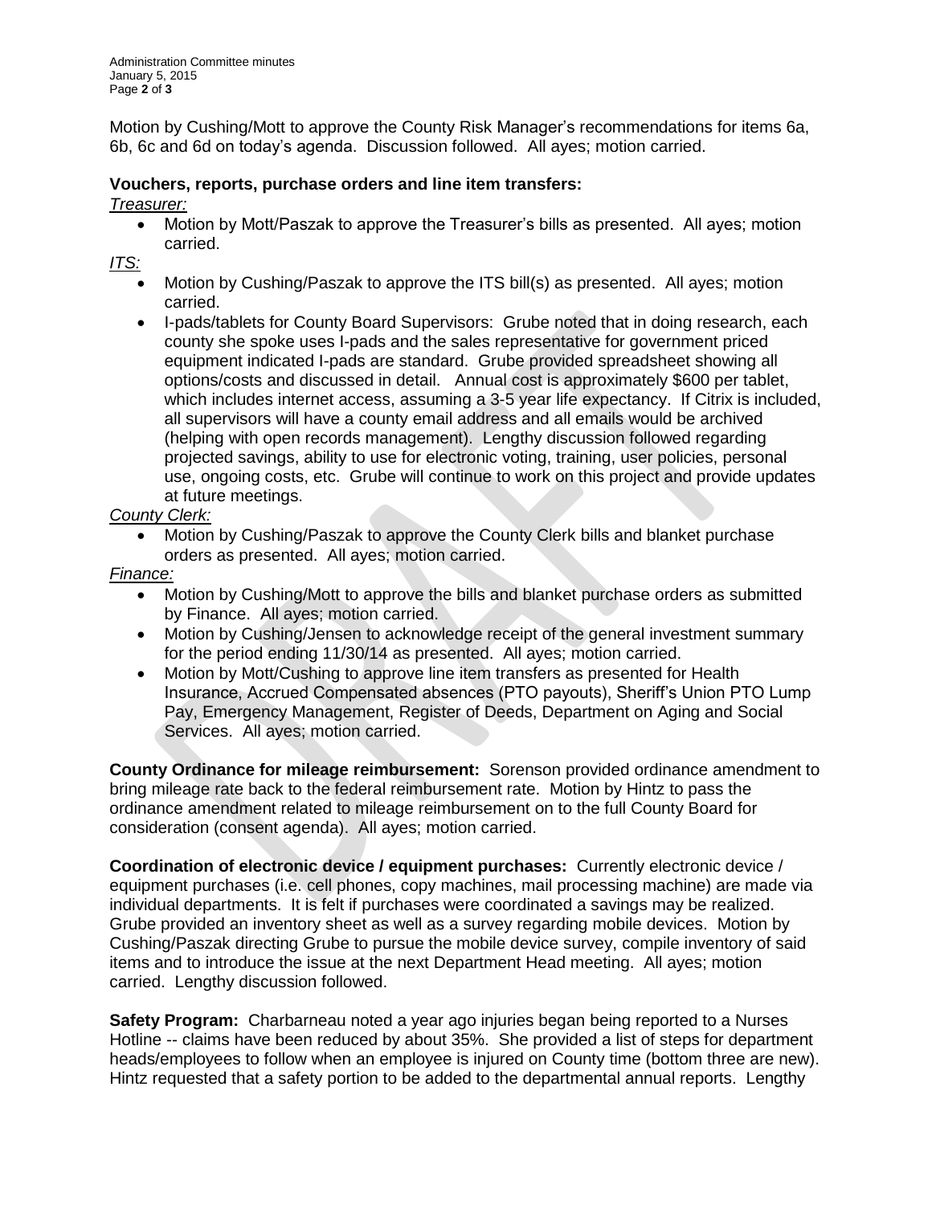Motion by Cushing/Mott to approve the County Risk Manager's recommendations for items 6a, 6b, 6c and 6d on today's agenda. Discussion followed. All ayes; motion carried.

**Vouchers, reports, purchase orders and line item transfers:**

*Treasurer:*

- Motion by Mott/Paszak to approve the Treasurer's bills as presented. All ayes; motion carried.

*ITS:*

- Motion by Cushing/Paszak to approve the ITS bill(s) as presented. All ayes; motion carried.
- I-pads/tablets for County Board Supervisors: Grube noted that in doing research, each county she spoke uses I-pads and the sales representative for government priced equipment indicated I-pads are standard. Grube provided spreadsheet showing all options/costs and discussed in detail. Annual cost is approximately $600 per tablet, which includes internet access, assuming a 3-5 year life expectancy. If Citrix is included, all supervisors will have a county email address and all emails would be archived (helping with open records management). Lengthy discussion followed regarding projected savings, ability to use for electronic voting, training, user policies, personal use, ongoing costs, etc. Grube will continue to work on this project and provide updates at future meetings.

*County Clerk:*

- Motion by Cushing/Paszak to approve the County Clerk bills and blanket purchase orders as presented. All ayes; motion carried.

*Finance:*

- Motion by Cushing/Mott to approve the bills and blanket purchase orders as submitted by Finance. All ayes; motion carried.
- Motion by Cushing/Jensen to acknowledge receipt of the general investment summary for the period ending 11/30/14 as presented. All ayes; motion carried.
- Motion by Mott/Cushing to approve line item transfers as presented for Health Insurance, Accrued Compensated absences (PTO payouts), Sheriff's Union PTO Lump Pay, Emergency Management, Register of Deeds, Department on Aging and Social Services. All ayes; motion carried.

**County Ordinance for mileage reimbursement:** Sorenson provided ordinance amendment to bring mileage rate back to the federal reimbursement rate. Motion by Hintz to pass the ordinance amendment related to mileage reimbursement on to the full County Board for consideration (consent agenda). All ayes; motion carried.

**Coordination of electronic device / equipment purchases:** Currently electronic device / equipment purchases (i.e. cell phones, copy machines, mail processing machine) are made via individual departments. It is felt if purchases were coordinated a savings may be realized. Grube provided an inventory sheet as well as a survey regarding mobile devices. Motion by Cushing/Paszak directing Grube to pursue the mobile device survey, compile inventory of said items and to introduce the issue at the next Department Head meeting. All ayes; motion carried. Lengthy discussion followed.

**Safety Program:** Charbarneau noted a year ago injuries began being reported to a Nurses Hotline -- claims have been reduced by about 35%. She provided a list of steps for department heads/employees to follow when an employee is injured on County time (bottom three are new). Hintz requested that a safety portion to be added to the departmental annual reports. Lengthy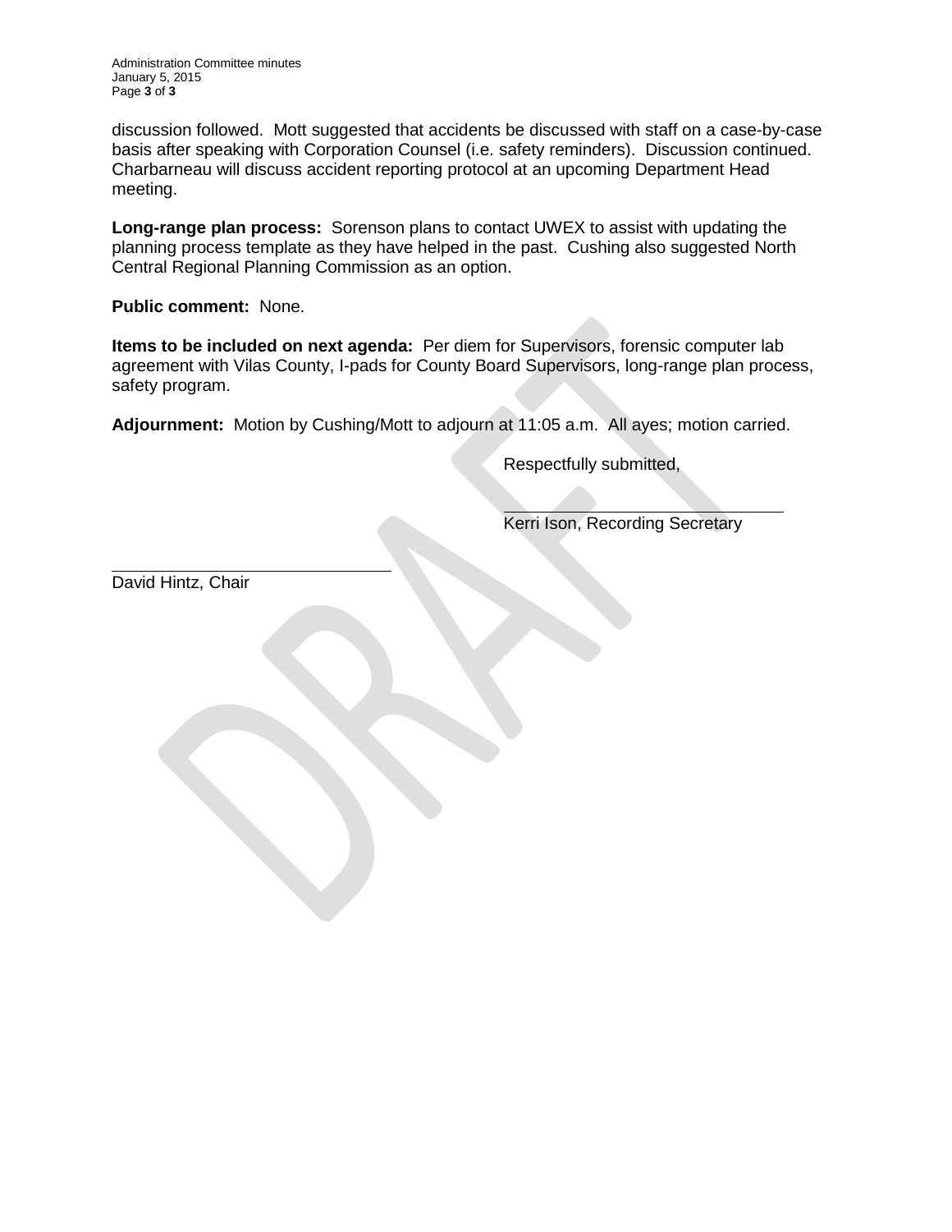discussion followed.  Mott suggested that accidents be discussed with staff on a case-by-case basis after speaking with Corporation Counsel (i.e. safety reminders).  Discussion continued.  Charbarneau will discuss accident reporting protocol at an upcoming Department Head meeting.

**Long-range plan process:** Sorenson plans to contact UWEX to assist with updating the planning process template as they have helped in the past.  Cushing also suggested North Central Regional Planning Commission as an option.

**Public comment:** None.

**Items to be included on next agenda:** Per diem for Supervisors, forensic computer lab agreement with Vilas County, I-pads for County Board Supervisors, long-range plan process, safety program.

**Adjournment:** Motion by Cushing/Mott to adjourn at 11:05 a.m.  All ayes; motion carried.

Respectfully submitted,

\_\_\_\_\_\_\_\_\_\_\_\_\_\_\_\_\_\_\_\_\_\_\_\_\_\_\_\_\_\_

Kerri Ison, Recording Secretary

\_\_\_\_\_\_\_\_\_\_\_\_\_\_\_\_\_\_\_\_\_\_\_\_\_\_\_\_\_\_

David Hintz, Chair

DRAFT